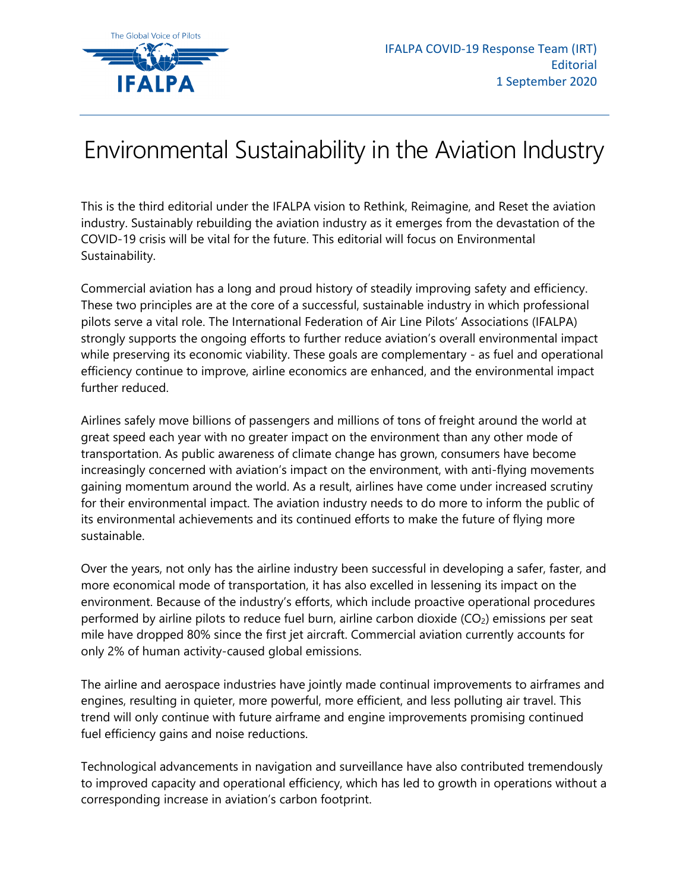IFALPA COVID-19 Response Team (IRT)
Editorial
1 September 2020

# Environmental Sustainability in the Aviation Industry

This is the third editorial under the IFALPA vision to Rethink, Reimagine, and Reset the aviation industry. Sustainably rebuilding the aviation industry as it emerges from the devastation of the COVID-19 crisis will be vital for the future. This editorial will focus on Environmental Sustainability.

Commercial aviation has a long and proud history of steadily improving safety and efficiency. These two principles are at the core of a successful, sustainable industry in which professional pilots serve a vital role. The International Federation of Air Line Pilots' Associations (IFALPA) strongly supports the ongoing efforts to further reduce aviation's overall environmental impact while preserving its economic viability. These goals are complementary - as fuel and operational efficiency continue to improve, airline economics are enhanced, and the environmental impact further reduced.

Airlines safely move billions of passengers and millions of tons of freight around the world at great speed each year with no greater impact on the environment than any other mode of transportation. As public awareness of climate change has grown, consumers have become increasingly concerned with aviation's impact on the environment, with anti-flying movements gaining momentum around the world. As a result, airlines have come under increased scrutiny for their environmental impact. The aviation industry needs to do more to inform the public of its environmental achievements and its continued efforts to make the future of flying more sustainable.

Over the years, not only has the airline industry been successful in developing a safer, faster, and more economical mode of transportation, it has also excelled in lessening its impact on the environment. Because of the industry's efforts, which include proactive operational procedures performed by airline pilots to reduce fuel burn, airline carbon dioxide ($CO_2$) emissions per seat mile have dropped 80% since the first jet aircraft. Commercial aviation currently accounts for only 2% of human activity-caused global emissions.

The airline and aerospace industries have jointly made continual improvements to airframes and engines, resulting in quieter, more powerful, more efficient, and less polluting air travel. This trend will only continue with future airframe and engine improvements promising continued fuel efficiency gains and noise reductions.

Technological advancements in navigation and surveillance have also contributed tremendously to improved capacity and operational efficiency, which has led to growth in operations without a corresponding increase in aviation's carbon footprint.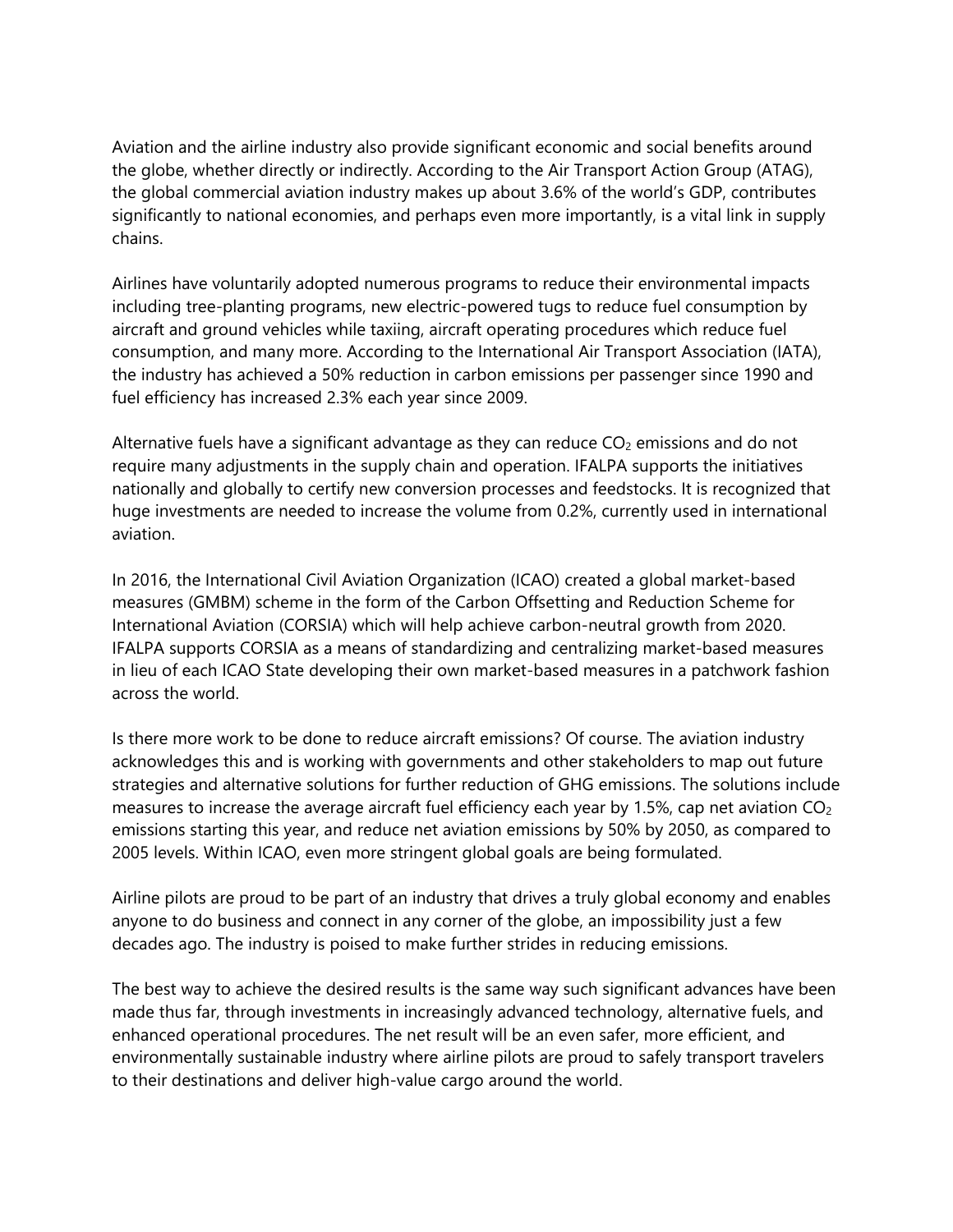Aviation and the airline industry also provide significant economic and social benefits around the globe, whether directly or indirectly. According to the Air Transport Action Group (ATAG), the global commercial aviation industry makes up about 3.6% of the world's GDP, contributes significantly to national economies, and perhaps even more importantly, is a vital link in supply chains.

Airlines have voluntarily adopted numerous programs to reduce their environmental impacts including tree-planting programs, new electric-powered tugs to reduce fuel consumption by aircraft and ground vehicles while taxiing, aircraft operating procedures which reduce fuel consumption, and many more. According to the International Air Transport Association (IATA), the industry has achieved a 50% reduction in carbon emissions per passenger since 1990 and fuel efficiency has increased 2.3% each year since 2009.

Alternative fuels have a significant advantage as they can reduce $CO_2$ emissions and do not require many adjustments in the supply chain and operation. IFALPA supports the initiatives nationally and globally to certify new conversion processes and feedstocks. It is recognized that huge investments are needed to increase the volume from 0.2%, currently used in international aviation.

In 2016, the International Civil Aviation Organization (ICAO) created a global market-based measures (GMBM) scheme in the form of the Carbon Offsetting and Reduction Scheme for International Aviation (CORSIA) which will help achieve carbon-neutral growth from 2020. IFALPA supports CORSIA as a means of standardizing and centralizing market-based measures in lieu of each ICAO State developing their own market-based measures in a patchwork fashion across the world.

Is there more work to be done to reduce aircraft emissions? Of course. The aviation industry acknowledges this and is working with governments and other stakeholders to map out future strategies and alternative solutions for further reduction of GHG emissions. The solutions include measures to increase the average aircraft fuel efficiency each year by 1.5%, cap net aviation $CO_2$ emissions starting this year, and reduce net aviation emissions by 50% by 2050, as compared to 2005 levels. Within ICAO, even more stringent global goals are being formulated.

Airline pilots are proud to be part of an industry that drives a truly global economy and enables anyone to do business and connect in any corner of the globe, an impossibility just a few decades ago. The industry is poised to make further strides in reducing emissions.

The best way to achieve the desired results is the same way such significant advances have been made thus far, through investments in increasingly advanced technology, alternative fuels, and enhanced operational procedures. The net result will be an even safer, more efficient, and environmentally sustainable industry where airline pilots are proud to safely transport travelers to their destinations and deliver high-value cargo around the world.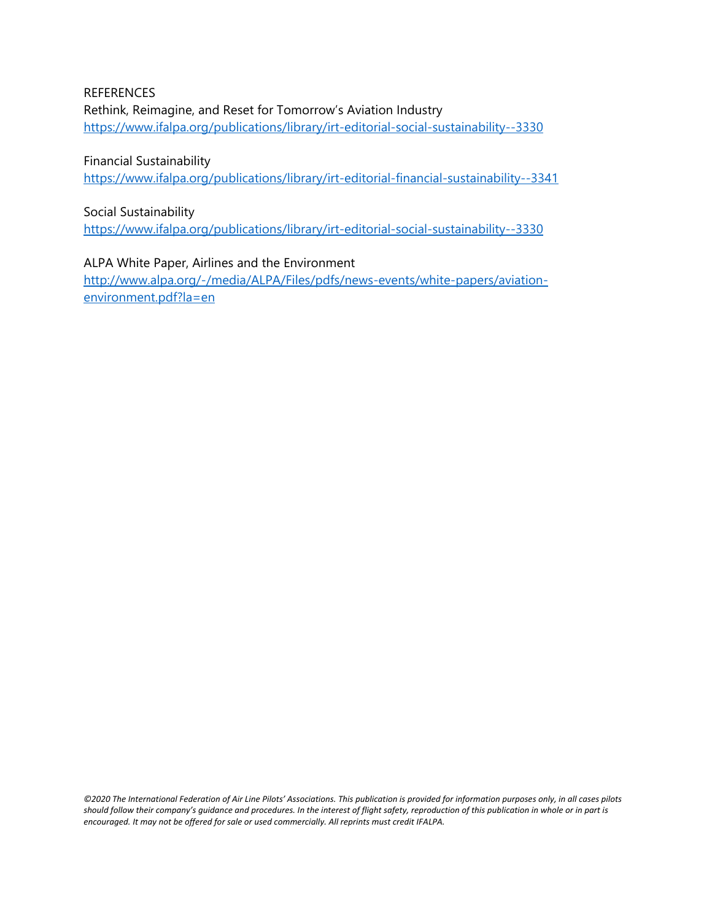REFERENCES

Rethink, Reimagine, and Reset for Tomorrow's Aviation Industry
https://www.ifalpa.org/publications/library/irt-editorial-social-sustainability--3330

Financial Sustainability
https://www.ifalpa.org/publications/library/irt-editorial-financial-sustainability--3341

Social Sustainability
https://www.ifalpa.org/publications/library/irt-editorial-social-sustainability--3330

ALPA White Paper, Airlines and the Environment
http://www.alpa.org/-/media/ALPA/Files/pdfs/news-events/white-papers/aviation-environment.pdf?la=en

*©2020 The International Federation of Air Line Pilots' Associations. This publication is provided for information purposes only, in all cases pilots should follow their company's guidance and procedures. In the interest of flight safety, reproduction of this publication in whole or in part is encouraged. It may not be offered for sale or used commercially. All reprints must credit IFALPA.*